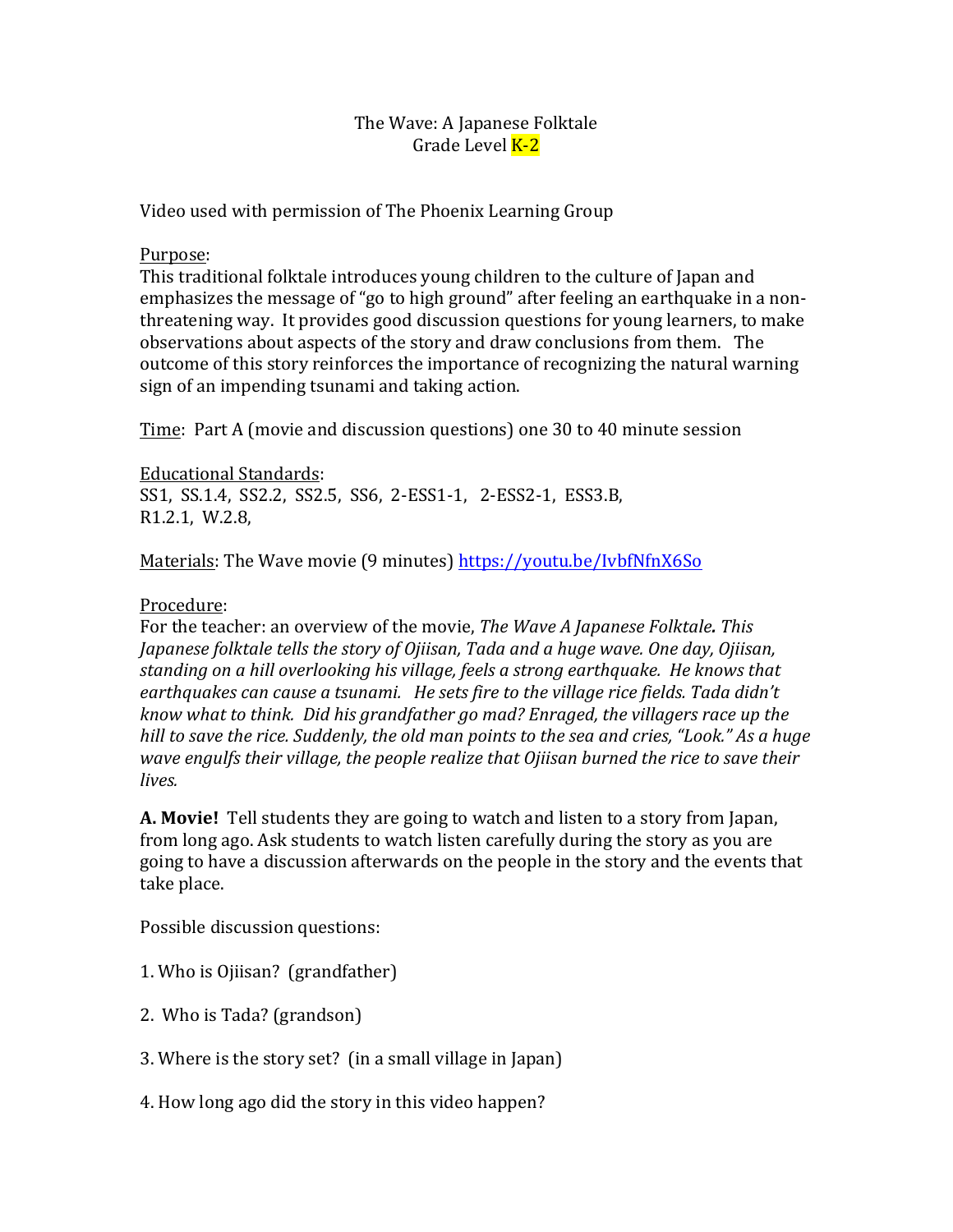# The Wave: A Japanese Folktale
## Grade Level K-2

Video used with permission of The Phoenix Learning Group

Purpose:
This traditional folktale introduces young children to the culture of Japan and emphasizes the message of "go to high ground" after feeling an earthquake in a non-threatening way. It provides good discussion questions for young learners, to make observations about aspects of the story and draw conclusions from them. The outcome of this story reinforces the importance of recognizing the natural warning sign of an impending tsunami and taking action.

Time: Part A (movie and discussion questions) one 30 to 40 minute session

Educational Standards:
SS1, SS.1.4, SS2.2, SS2.5, SS6, 2-ESS1-1, 2-ESS2-1, ESS3.B,
R1.2.1, W.2.8,

Materials: The Wave movie (9 minutes) https://youtu.be/IvbfNfnX6So

Procedure:
For the teacher: an overview of the movie, *The Wave A Japanese Folktale**.** This Japanese folktale tells the story of Ojiisan, Tada and a huge wave. One day, Ojiisan, standing on a hill overlooking his village, feels a strong earthquake. He knows that earthquakes can cause a tsunami. He sets fire to the village rice fields. Tada didn't know what to think. Did his grandfather go mad? Enraged, the villagers race up the hill to save the rice. Suddenly, the old man points to the sea and cries, "Look." As a huge wave engulfs their village, the people realize that Ojiisan burned the rice to save their lives.*

**A. Movie!** Tell students they are going to watch and listen to a story from Japan, from long ago. Ask students to watch listen carefully during the story as you are going to have a discussion afterwards on the people in the story and the events that take place.

Possible discussion questions:

1. Who is Ojiisan? (grandfather)

2. Who is Tada? (grandson)

3. Where is the story set? (in a small village in Japan)

4. How long ago did the story in this video happen?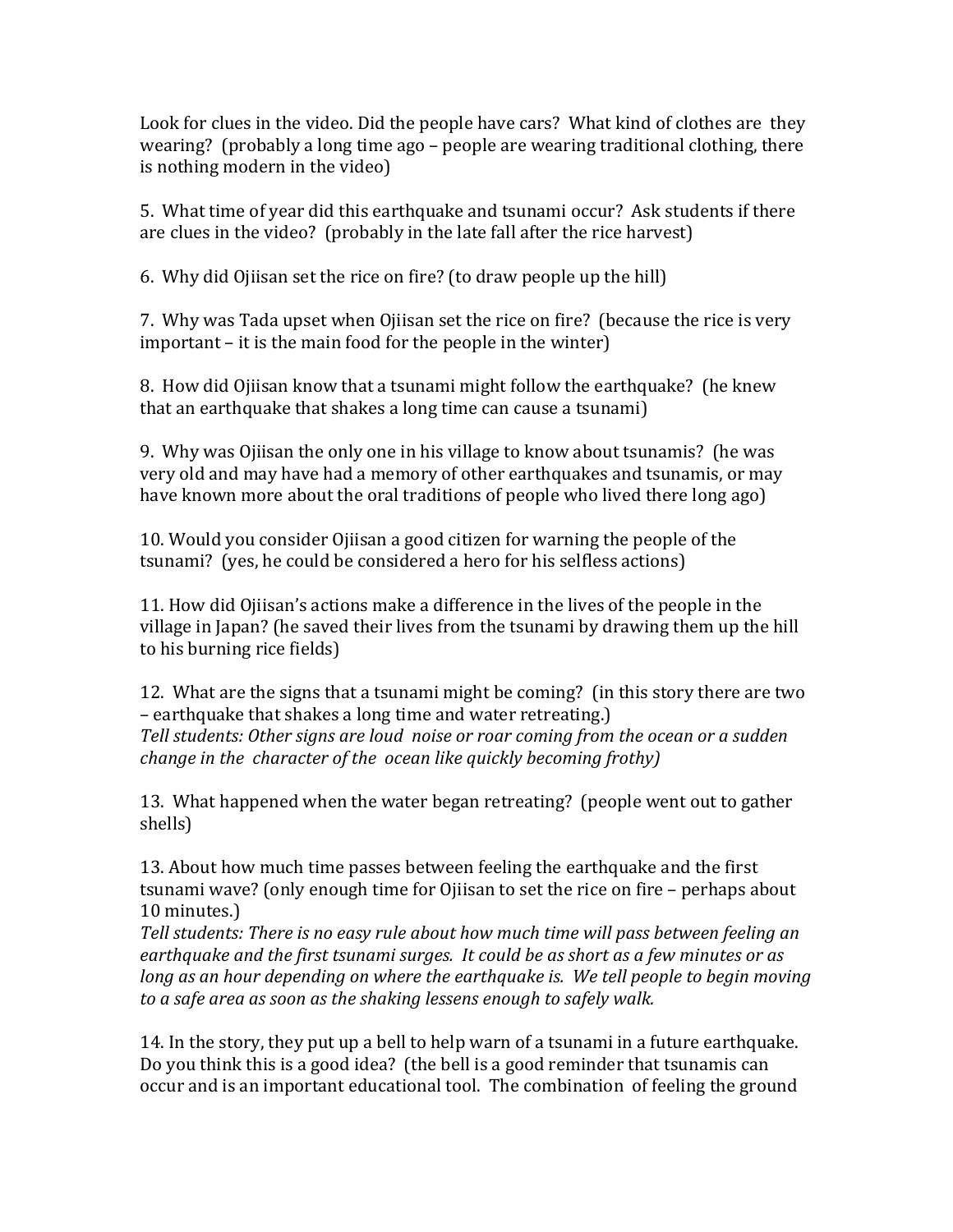Look for clues in the video. Did the people have cars? What kind of clothes are they wearing? (probably a long time ago – people are wearing traditional clothing, there is nothing modern in the video)

5. What time of year did this earthquake and tsunami occur? Ask students if there are clues in the video? (probably in the late fall after the rice harvest)

6. Why did Ojiisan set the rice on fire? (to draw people up the hill)

7. Why was Tada upset when Ojiisan set the rice on fire? (because the rice is very important – it is the main food for the people in the winter)

8. How did Ojiisan know that a tsunami might follow the earthquake? (he knew that an earthquake that shakes a long time can cause a tsunami)

9. Why was Ojiisan the only one in his village to know about tsunamis? (he was very old and may have had a memory of other earthquakes and tsunamis, or may have known more about the oral traditions of people who lived there long ago)

10. Would you consider Ojiisan a good citizen for warning the people of the tsunami? (yes, he could be considered a hero for his selfless actions)

11. How did Ojiisan's actions make a difference in the lives of the people in the village in Japan? (he saved their lives from the tsunami by drawing them up the hill to his burning rice fields)

12. What are the signs that a tsunami might be coming? (in this story there are two – earthquake that shakes a long time and water retreating.)
*Tell students: Other signs are loud noise or roar coming from the ocean or a sudden change in the character of the ocean like quickly becoming frothy)*

13. What happened when the water began retreating? (people went out to gather shells)

13. About how much time passes between feeling the earthquake and the first tsunami wave? (only enough time for Ojiisan to set the rice on fire – perhaps about 10 minutes.)
*Tell students: There is no easy rule about how much time will pass between feeling an earthquake and the first tsunami surges. It could be as short as a few minutes or as long as an hour depending on where the earthquake is. We tell people to begin moving to a safe area as soon as the shaking lessens enough to safely walk.*

14. In the story, they put up a bell to help warn of a tsunami in a future earthquake. Do you think this is a good idea? (the bell is a good reminder that tsunamis can occur and is an important educational tool. The combination of feeling the ground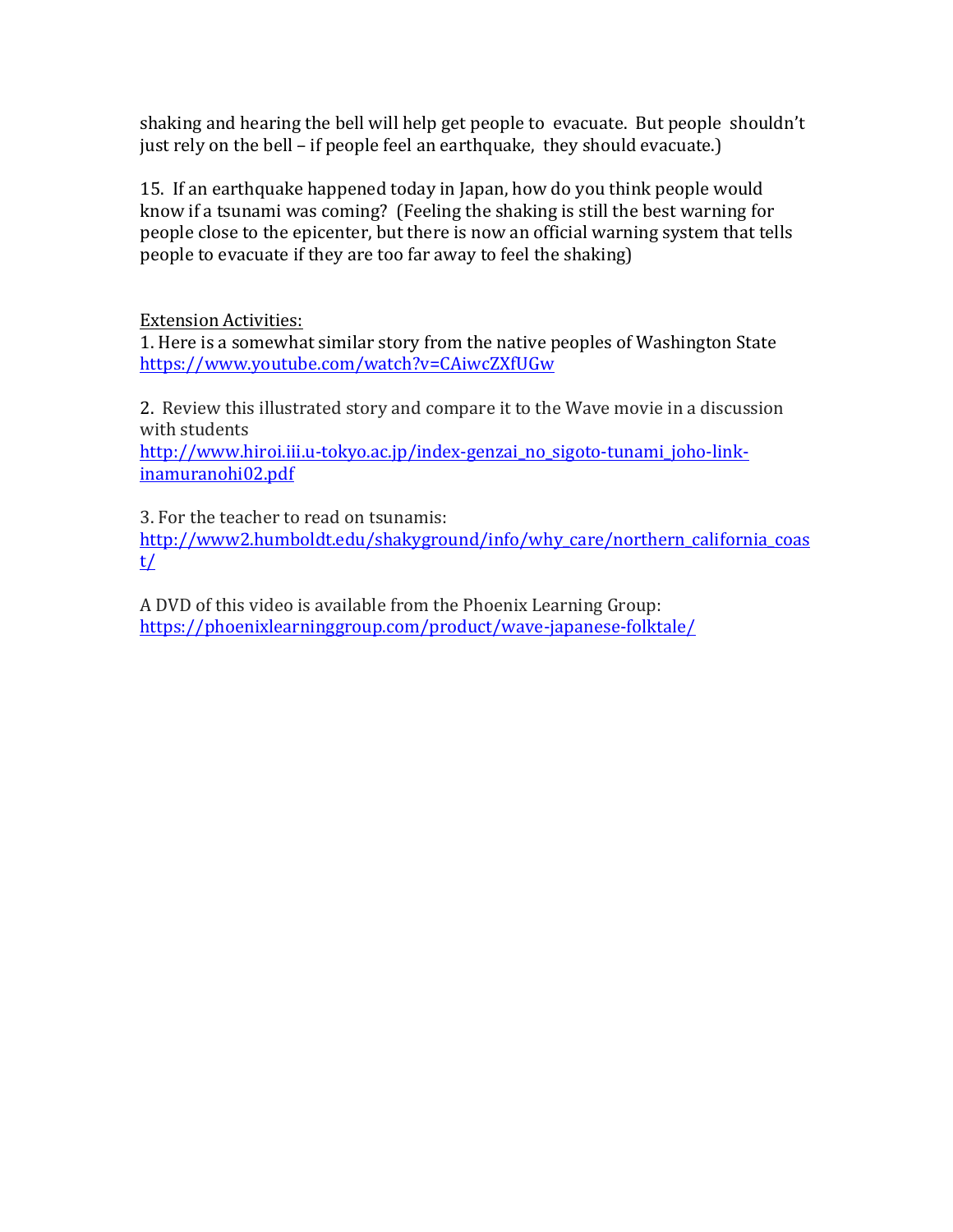shaking and hearing the bell will help get people to evacuate. But people shouldn't just rely on the bell – if people feel an earthquake, they should evacuate.)

15. If an earthquake happened today in Japan, how do you think people would know if a tsunami was coming? (Feeling the shaking is still the best warning for people close to the epicenter, but there is now an official warning system that tells people to evacuate if they are too far away to feel the shaking)

Extension Activities:

1. Here is a somewhat similar story from the native peoples of Washington State
https://www.youtube.com/watch?v=CAiwcZXfUGw

2. Review this illustrated story and compare it to the Wave movie in a discussion with students
http://www.hiroi.iii.u-tokyo.ac.jp/index-genzai_no_sigoto-tunami_joho-link-inamuranohi02.pdf

3. For the teacher to read on tsunamis:
http://www2.humboldt.edu/shakyground/info/why_care/northern_california_coast/

A DVD of this video is available from the Phoenix Learning Group:
https://phoenixlearninggroup.com/product/wave-japanese-folktale/